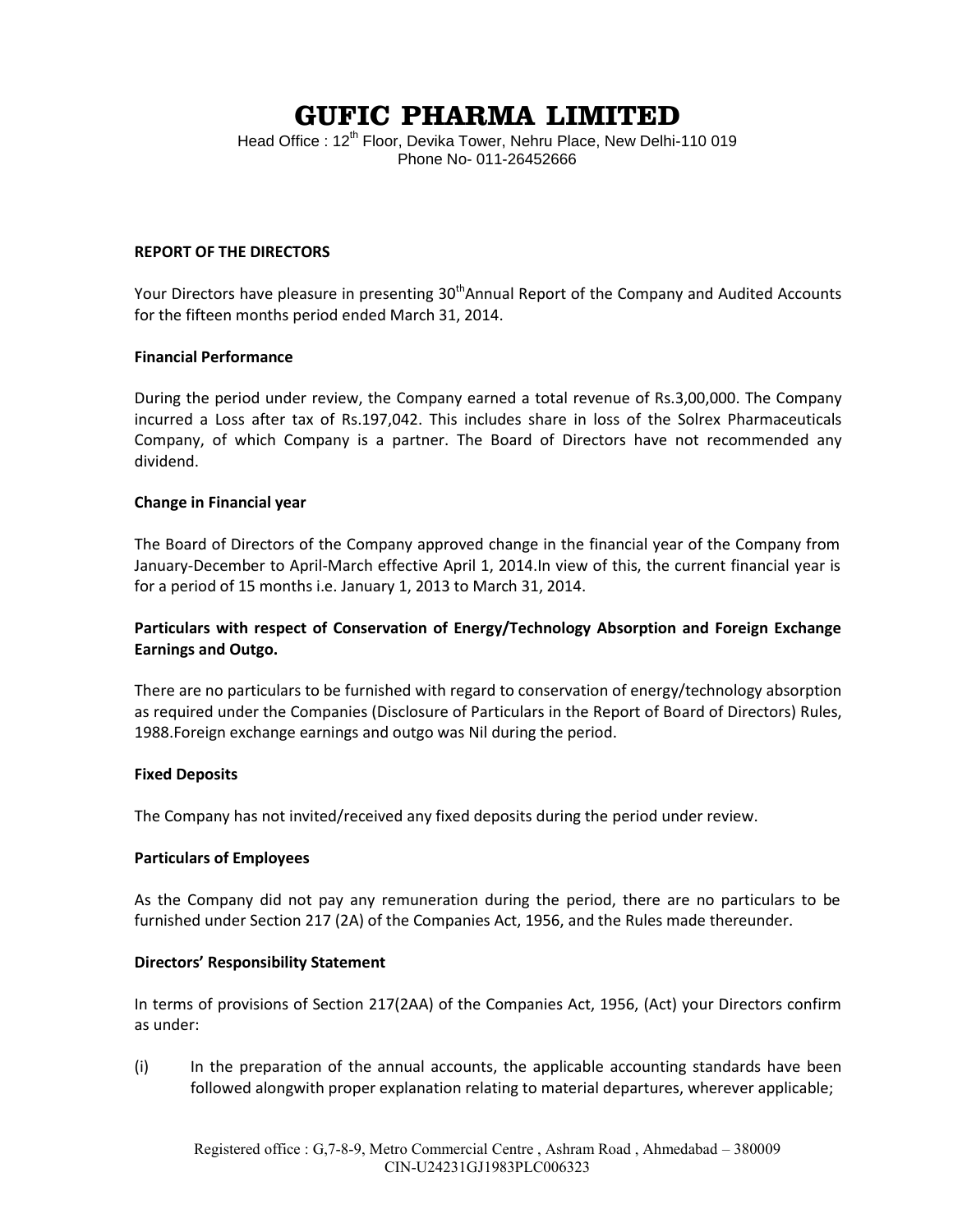# GUFIC PHARMA LIMITED

Head Office : 12th Floor, Devika Tower, Nehru Place, New Delhi-110 019
Phone No- 011-26452666

**REPORT OF THE DIRECTORS**

Your Directors have pleasure in presenting 30thAnnual Report of the Company and Audited Accounts for the fifteen months period ended March 31, 2014.

**Financial Performance**

During the period under review, the Company earned a total revenue of Rs.3,00,000. The Company incurred a Loss after tax of Rs.197,042. This includes share in loss of the Solrex Pharmaceuticals Company, of which Company is a partner. The Board of Directors have not recommended any dividend.

**Change in Financial year**

The Board of Directors of the Company approved change in the financial year of the Company from January-December to April-March effective April 1, 2014.In view of this, the current financial year is for a period of 15 months i.e. January 1, 2013 to March 31, 2014.

**Particulars with respect of Conservation of Energy/Technology Absorption and Foreign Exchange Earnings and Outgo.**

There are no particulars to be furnished with regard to conservation of energy/technology absorption as required under the Companies (Disclosure of Particulars in the Report of Board of Directors) Rules, 1988.Foreign exchange earnings and outgo was Nil during the period.

**Fixed Deposits**

The Company has not invited/received any fixed deposits during the period under review.

**Particulars of Employees**

As the Company did not pay any remuneration during the period, there are no particulars to be furnished under Section 217 (2A) of the Companies Act, 1956, and the Rules made thereunder.

**Directors' Responsibility Statement**

In terms of provisions of Section 217(2AA) of the Companies Act, 1956, (Act) your Directors confirm as under:

(i) In the preparation of the annual accounts, the applicable accounting standards have been followed alongwith proper explanation relating to material departures, wherever applicable;

Registered office : G,7-8-9, Metro Commercial Centre , Ashram Road , Ahmedabad – 380009
CIN-U24231GJ1983PLC006323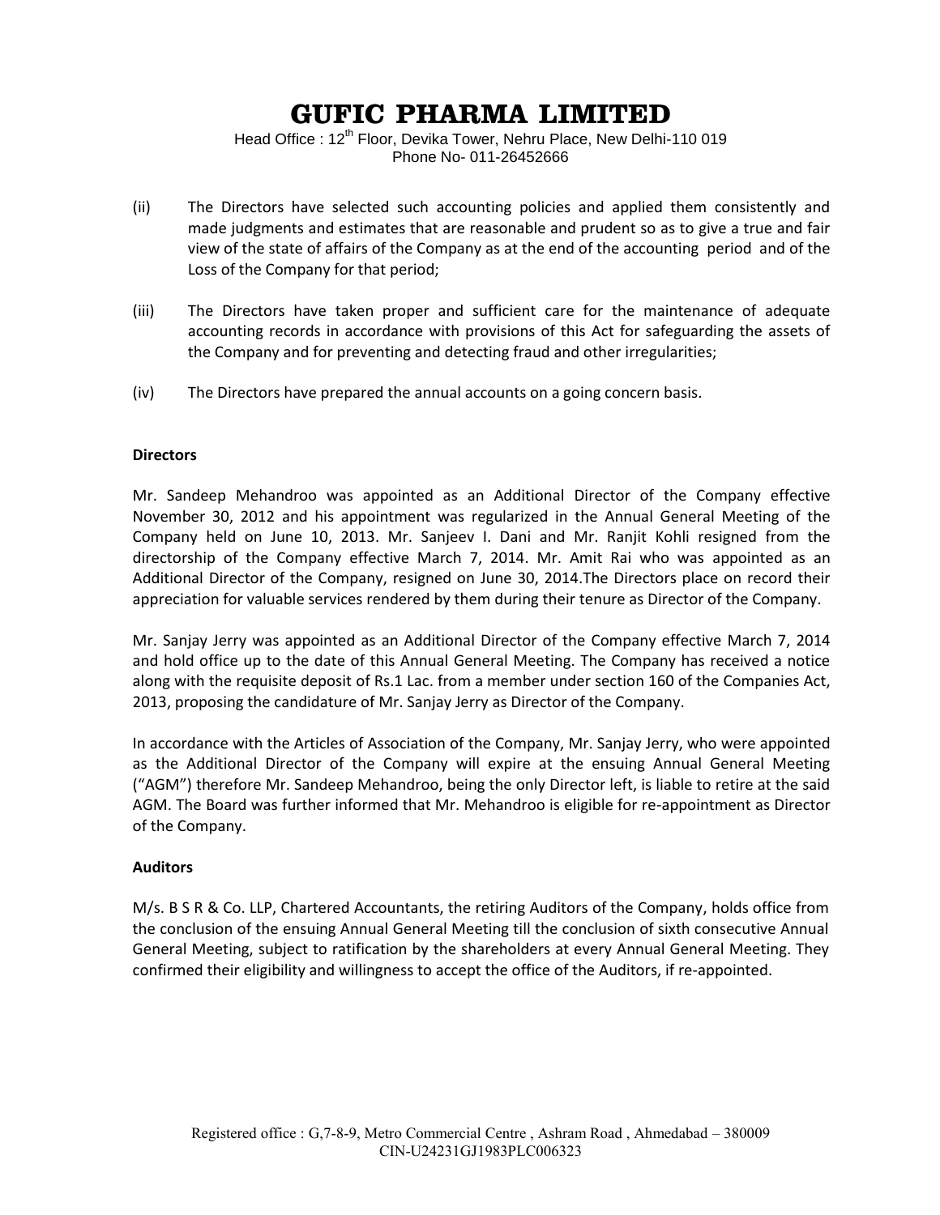(ii) The Directors have selected such accounting policies and applied them consistently and made judgments and estimates that are reasonable and prudent so as to give a true and fair view of the state of affairs of the Company as at the end of the accounting period and of the Loss of the Company for that period;

(iii) The Directors have taken proper and sufficient care for the maintenance of adequate accounting records in accordance with provisions of this Act for safeguarding the assets of the Company and for preventing and detecting fraud and other irregularities;

(iv) The Directors have prepared the annual accounts on a going concern basis.

**Directors**

Mr. Sandeep Mehandroo was appointed as an Additional Director of the Company effective November 30, 2012 and his appointment was regularized in the Annual General Meeting of the Company held on June 10, 2013. Mr. Sanjeev I. Dani and Mr. Ranjit Kohli resigned from the directorship of the Company effective March 7, 2014. Mr. Amit Rai who was appointed as an Additional Director of the Company, resigned on June 30, 2014.The Directors place on record their appreciation for valuable services rendered by them during their tenure as Director of the Company.

Mr. Sanjay Jerry was appointed as an Additional Director of the Company effective March 7, 2014 and hold office up to the date of this Annual General Meeting. The Company has received a notice along with the requisite deposit of Rs.1 Lac. from a member under section 160 of the Companies Act, 2013, proposing the candidature of Mr. Sanjay Jerry as Director of the Company.

In accordance with the Articles of Association of the Company, Mr. Sanjay Jerry, who were appointed as the Additional Director of the Company will expire at the ensuing Annual General Meeting ("AGM") therefore Mr. Sandeep Mehandroo, being the only Director left, is liable to retire at the said AGM. The Board was further informed that Mr. Mehandroo is eligible for re-appointment as Director of the Company.

**Auditors**

M/s. B S R & Co. LLP, Chartered Accountants, the retiring Auditors of the Company, holds office from the conclusion of the ensuing Annual General Meeting till the conclusion of sixth consecutive Annual General Meeting, subject to ratification by the shareholders at every Annual General Meeting. They confirmed their eligibility and willingness to accept the office of the Auditors, if re-appointed.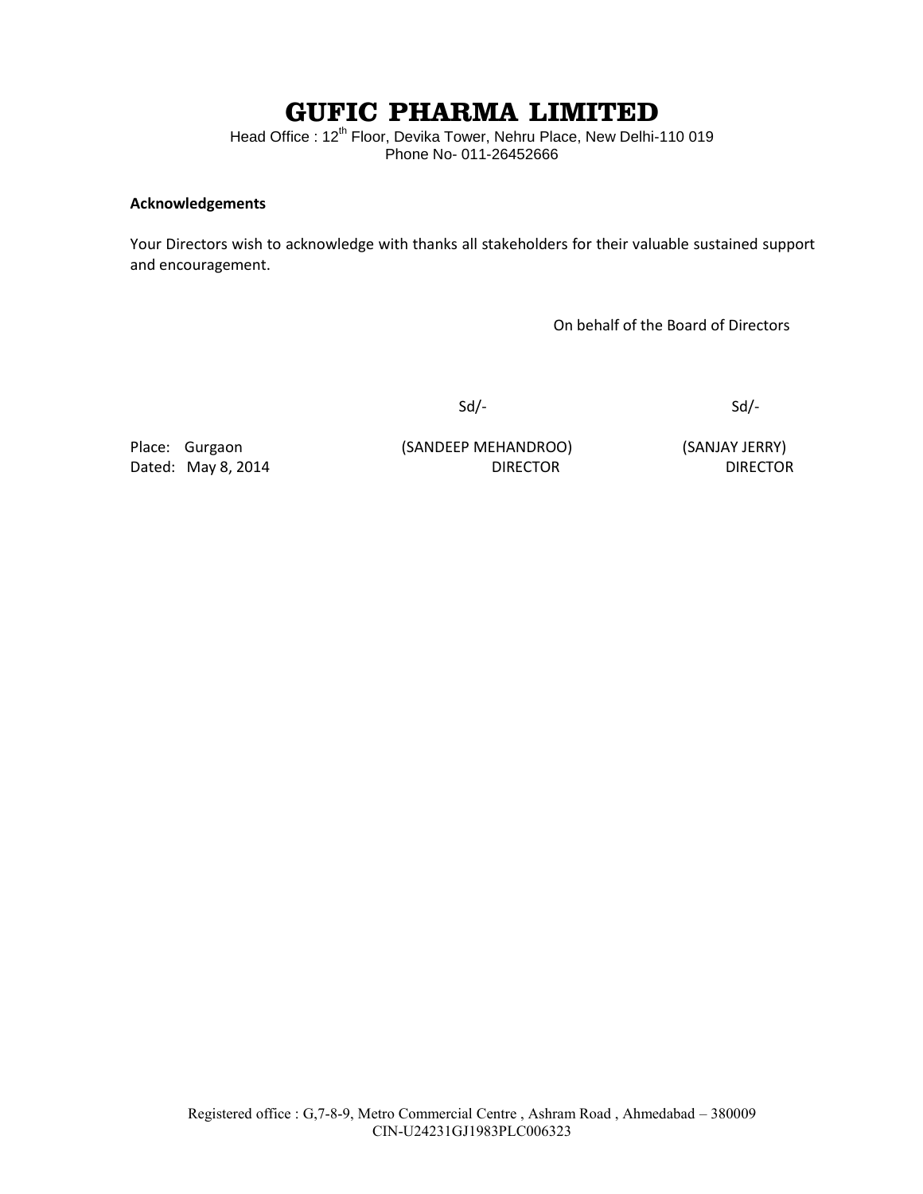# GUFIC PHARMA LIMITED

Head Office : 12th Floor, Devika Tower, Nehru Place, New Delhi-110 019
Phone No- 011-26452666

**Acknowledgements**

Your Directors wish to acknowledge with thanks all stakeholders for their valuable sustained support and encouragement.

On behalf of the Board of Directors

| | Sd/- | Sd/- |
|---|---|---|
| Place: Gurgaon | (SANDEEP MEHANDROO) | (SANJAY JERRY) |
| Dated: May 8, 2014 | DIRECTOR | DIRECTOR |

Registered office : G,7-8-9, Metro Commercial Centre , Ashram Road , Ahmedabad – 380009
CIN-U24231GJ1983PLC006323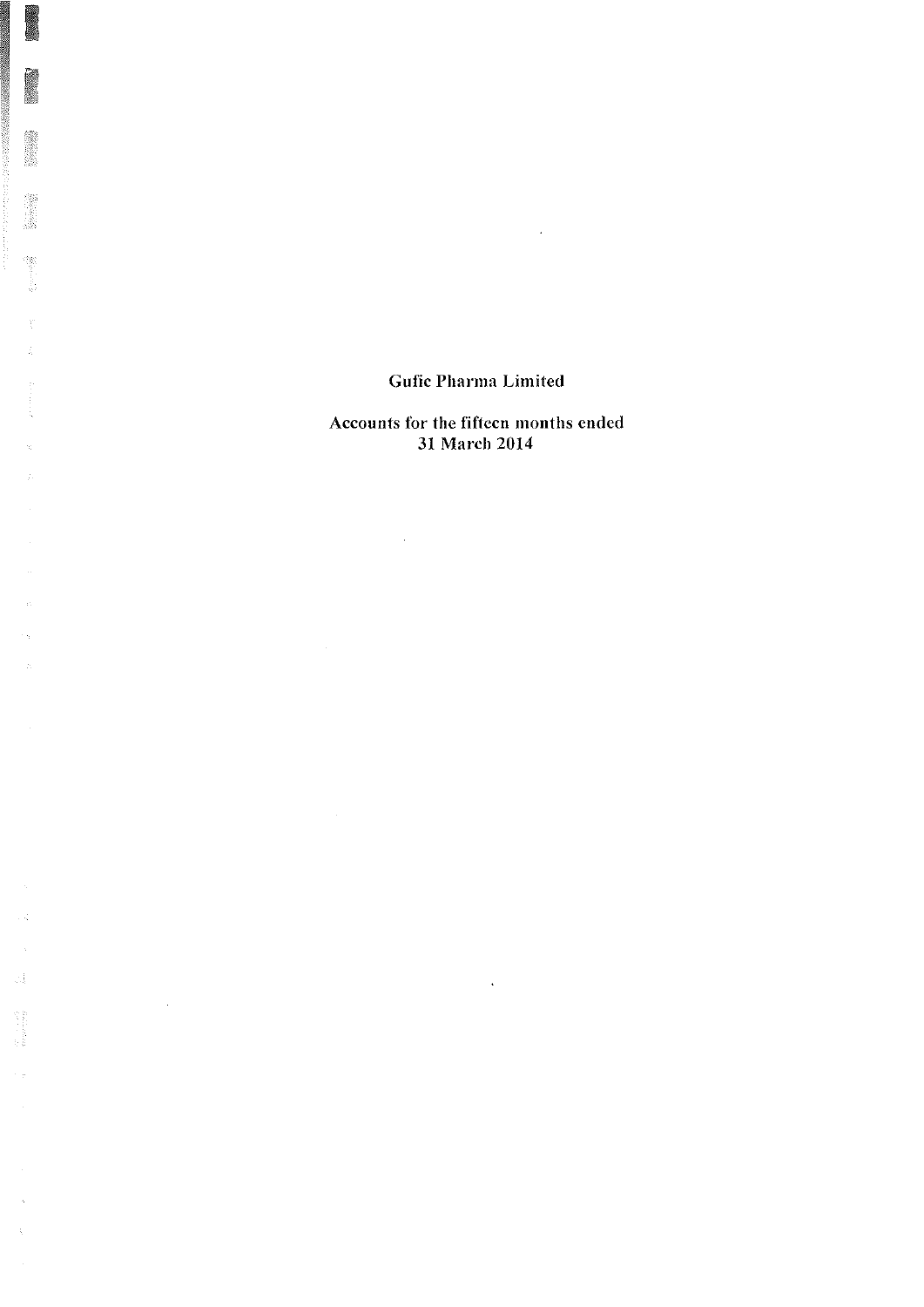# Gufic Pharma Limited

## Accounts for the fifteen months ended 31 March 2014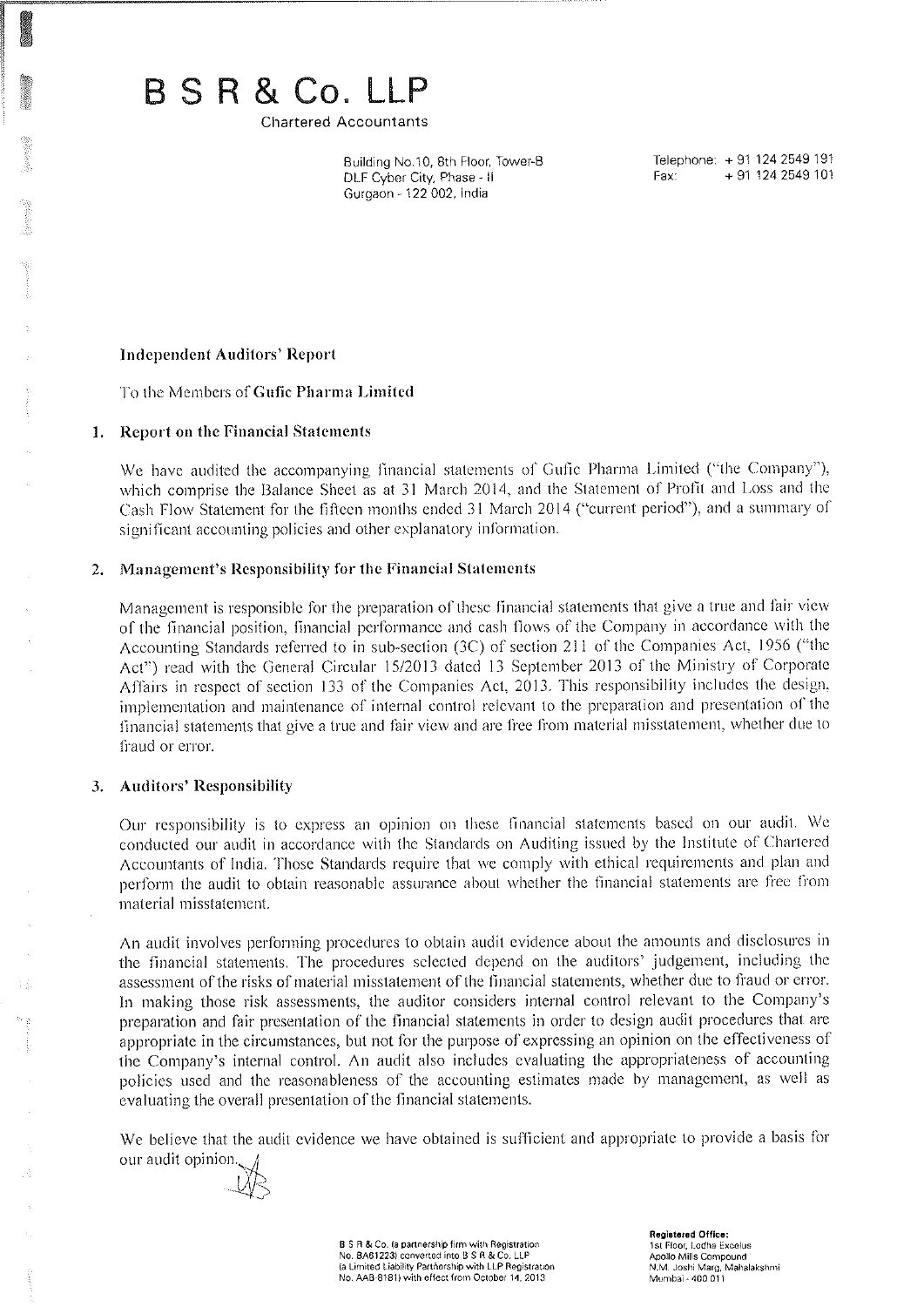# B S R & Co. LLP

Chartered Accountants

Building No.10, 8th Floor, Tower-B
DLF Cyber City, Phase - II
Gurgaon - 122 002, India

Telephone: + 91 124 2549 191
Fax: + 91 124 2549 101

## Independent Auditors' Report

To the Members of **Gufic Pharma Limited**

### 1. Report on the Financial Statements

We have audited the accompanying financial statements of Gufic Pharma Limited ("the Company"), which comprise the Balance Sheet as at 31 March 2014, and the Statement of Profit and Loss and the Cash Flow Statement for the fifteen months ended 31 March 2014 ("current period"), and a summary of significant accounting policies and other explanatory information.

### 2. Management's Responsibility for the Financial Statements

Management is responsible for the preparation of these financial statements that give a true and fair view of the financial position, financial performance and cash flows of the Company in accordance with the Accounting Standards referred to in sub-section (3C) of section 211 of the Companies Act, 1956 ("the Act") read with the General Circular 15/2013 dated 13 September 2013 of the Ministry of Corporate Affairs in respect of section 133 of the Companies Act, 2013. This responsibility includes the design, implementation and maintenance of internal control relevant to the preparation and presentation of the financial statements that give a true and fair view and are free from material misstatement, whether due to fraud or error.

### 3. Auditors' Responsibility

Our responsibility is to express an opinion on these financial statements based on our audit. We conducted our audit in accordance with the Standards on Auditing issued by the Institute of Chartered Accountants of India. Those Standards require that we comply with ethical requirements and plan and perform the audit to obtain reasonable assurance about whether the financial statements are free from material misstatement.

An audit involves performing procedures to obtain audit evidence about the amounts and disclosures in the financial statements. The procedures selected depend on the auditors' judgement, including the assessment of the risks of material misstatement of the financial statements, whether due to fraud or error. In making those risk assessments, the auditor considers internal control relevant to the Company's preparation and fair presentation of the financial statements in order to design audit procedures that are appropriate in the circumstances, but not for the purpose of expressing an opinion on the effectiveness of the Company's internal control. An audit also includes evaluating the appropriateness of accounting policies used and the reasonableness of the accounting estimates made by management, as well as evaluating the overall presentation of the financial statements.

We believe that the audit evidence we have obtained is sufficient and appropriate to provide a basis for our audit opinion.

B S R & Co. (a partnership firm with Registration No. BA61223) converted into B S R & Co. LLP (a Limited Liability Partnership with LLP Registration No. AAB-8181) with effect from October 14, 2013

**Registered Office:**
1st Floor, Lodha Excelus
Apollo Mills Compound
N.M. Joshi Marg, Mahalakshmi
Mumbai - 400 011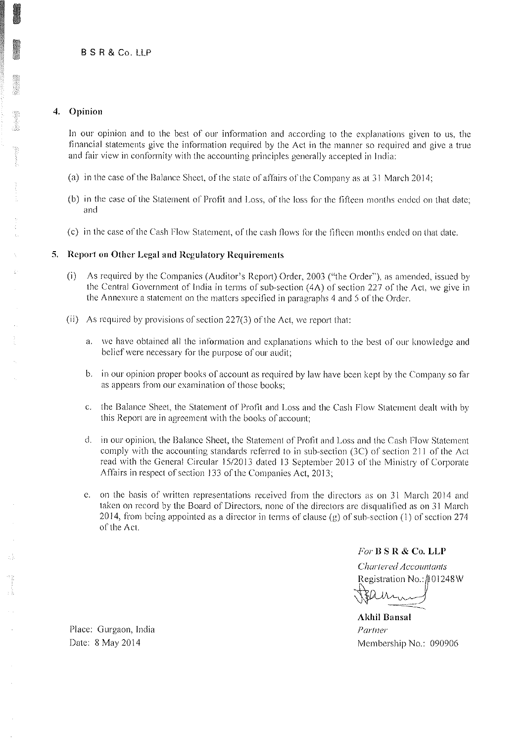B S R & Co. LLP

## 4. Opinion

In our opinion and to the best of our information and according to the explanations given to us, the financial statements give the information required by the Act in the manner so required and give a true and fair view in conformity with the accounting principles generally accepted in India:

(a) in the case of the Balance Sheet, of the state of affairs of the Company as at 31 March 2014;

(b) in the case of the Statement of Profit and Loss, of the loss for the fifteen months ended on that date; and

(c) in the case of the Cash Flow Statement, of the cash flows for the fifteen months ended on that date.

## 5. Report on Other Legal and Regulatory Requirements

(i) As required by the Companies (Auditor's Report) Order, 2003 ("the Order"), as amended, issued by the Central Government of India in terms of sub-section (4A) of section 227 of the Act, we give in the Annexure a statement on the matters specified in paragraphs 4 and 5 of the Order.

(ii) As required by provisions of section 227(3) of the Act, we report that:

a. we have obtained all the information and explanations which to the best of our knowledge and belief were necessary for the purpose of our audit;

b. in our opinion proper books of account as required by law have been kept by the Company so far as appears from our examination of those books;

c. the Balance Sheet, the Statement of Profit and Loss and the Cash Flow Statement dealt with by this Report are in agreement with the books of account;

d. in our opinion, the Balance Sheet, the Statement of Profit and Loss and the Cash Flow Statement comply with the accounting standards referred to in sub-section (3C) of section 211 of the Act read with the General Circular 15/2013 dated 13 September 2013 of the Ministry of Corporate Affairs in respect of section 133 of the Companies Act, 2013;

e. on the basis of written representations received from the directors as on 31 March 2014 and taken on record by the Board of Directors, none of the directors are disqualified as on 31 March 2014, from being appointed as a director in terms of clause (g) of sub-section (1) of section 274 of the Act.

*For* **B S R & Co. LLP**
*Chartered Accountants*
Registration No.: 101248W

**Akhil Bansal**
*Partner*
Membership No.: 090906

Place: Gurgaon, India
Date: 8 May 2014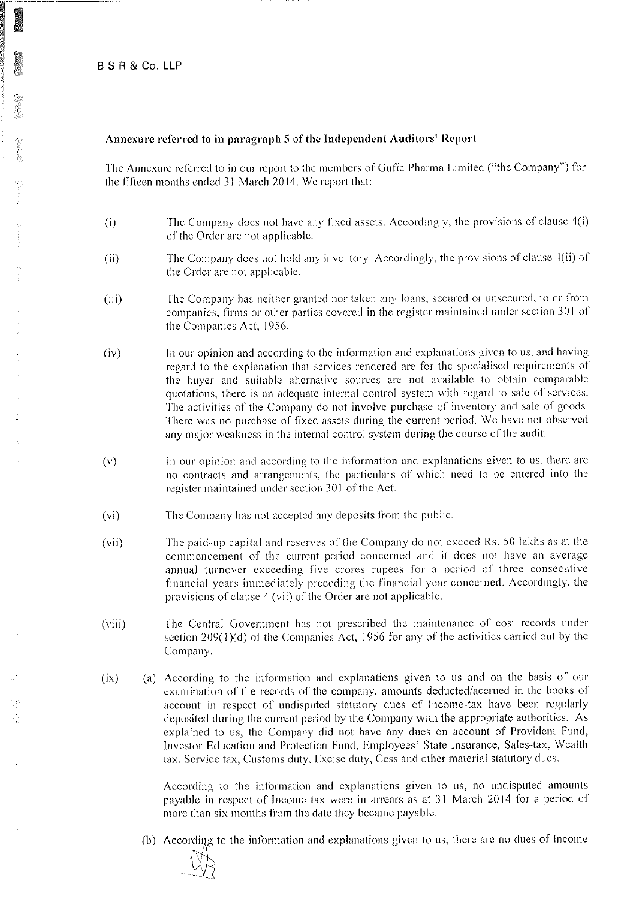B S R & Co. LLP

**Annexure referred to in paragraph 5 of the Independent Auditors' Report**

The Annexure referred to in our report to the members of Gufic Pharma Limited ("the Company") for the fifteen months ended 31 March 2014. We report that:

(i) The Company does not have any fixed assets. Accordingly, the provisions of clause 4(i) of the Order are not applicable.

(ii) The Company does not hold any inventory. Accordingly, the provisions of clause 4(ii) of the Order are not applicable.

(iii) The Company has neither granted nor taken any loans, secured or unsecured, to or from companies, firms or other parties covered in the register maintained under section 301 of the Companies Act, 1956.

(iv) In our opinion and according to the information and explanations given to us, and having regard to the explanation that services rendered are for the specialised requirements of the buyer and suitable alternative sources are not available to obtain comparable quotations, there is an adequate internal control system with regard to sale of services. The activities of the Company do not involve purchase of inventory and sale of goods. There was no purchase of fixed assets during the current period. We have not observed any major weakness in the internal control system during the course of the audit.

(v) In our opinion and according to the information and explanations given to us, there are no contracts and arrangements, the particulars of which need to be entered into the register maintained under section 301 of the Act.

(vi) The Company has not accepted any deposits from the public.

(vii) The paid-up capital and reserves of the Company do not exceed Rs. 50 lakhs as at the commencement of the current period concerned and it does not have an average annual turnover exceeding five crores rupees for a period of three consecutive financial years immediately preceding the financial year concerned. Accordingly, the provisions of clause 4 (vii) of the Order are not applicable.

(viii) The Central Government has not prescribed the maintenance of cost records under section 209(1)(d) of the Companies Act, 1956 for any of the activities carried out by the Company.

(ix) (a) According to the information and explanations given to us and on the basis of our examination of the records of the company, amounts deducted/accrued in the books of account in respect of undisputed statutory dues of Income-tax have been regularly deposited during the current period by the Company with the appropriate authorities. As explained to us, the Company did not have any dues on account of Provident Fund, Investor Education and Protection Fund, Employees' State Insurance, Sales-tax, Wealth tax, Service tax, Customs duty, Excise duty, Cess and other material statutory dues.

According to the information and explanations given to us, no undisputed amounts payable in respect of Income tax were in arrears as at 31 March 2014 for a period of more than six months from the date they became payable.

(b) According to the information and explanations given to us, there are no dues of Income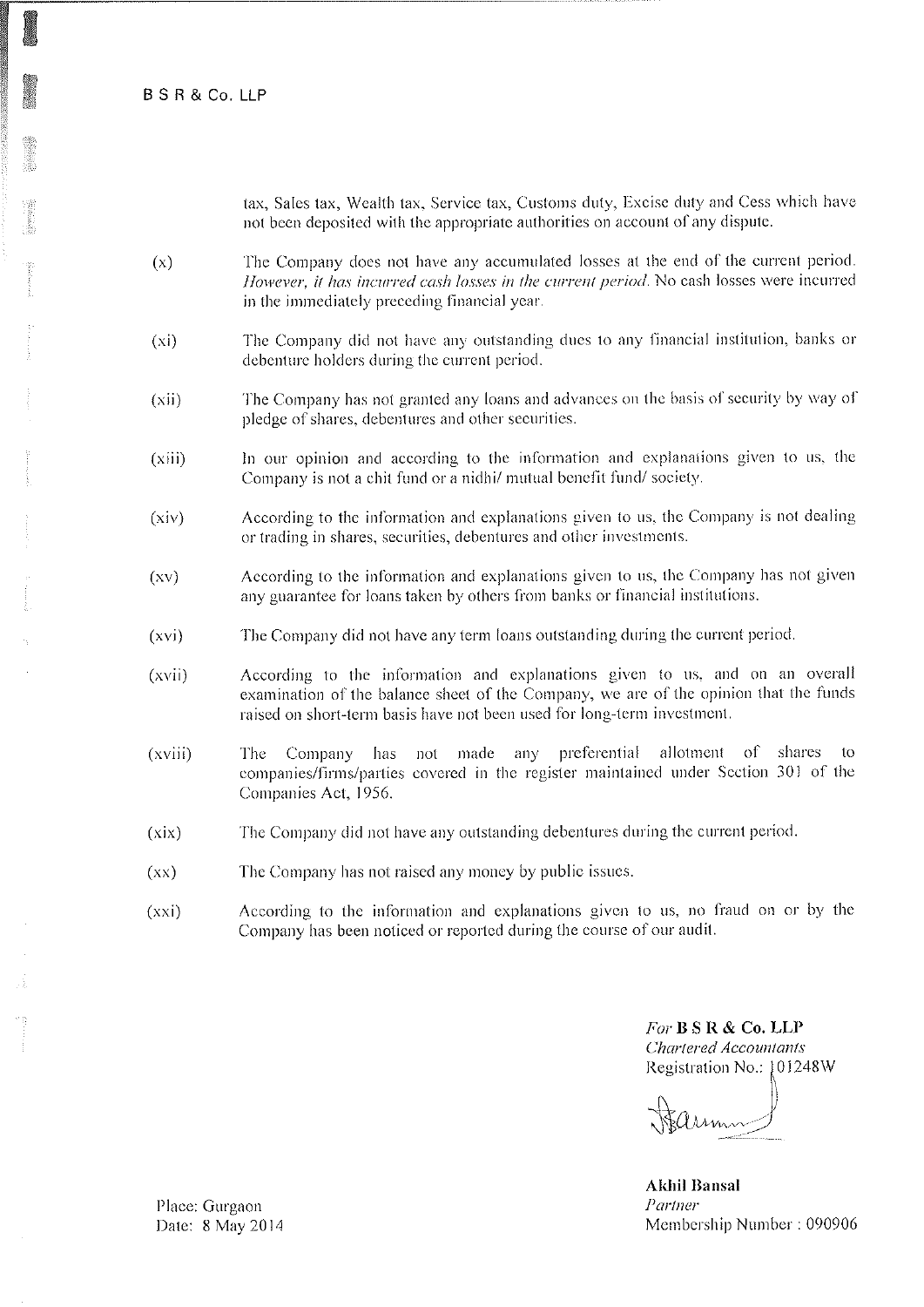tax, Sales tax, Wealth tax, Service tax, Customs duty, Excise duty and Cess which have not been deposited with the appropriate authorities on account of any dispute.

(x) The Company does not have any accumulated losses at the end of the current period. *However, it has incurred cash losses in the current period.* No cash losses were incurred in the immediately preceding financial year.

(xi) The Company did not have any outstanding dues to any financial institution, banks or debenture holders during the current period.

(xii) The Company has not granted any loans and advances on the basis of security by way of pledge of shares, debentures and other securities.

(xiii) In our opinion and according to the information and explanations given to us, the Company is not a chit fund or a nidhi/ mutual benefit fund/ society.

(xiv) According to the information and explanations given to us, the Company is not dealing or trading in shares, securities, debentures and other investments.

(xv) According to the information and explanations given to us, the Company has not given any guarantee for loans taken by others from banks or financial institutions.

(xvi) The Company did not have any term loans outstanding during the current period.

(xvii) According to the information and explanations given to us, and on an overall examination of the balance sheet of the Company, we are of the opinion that the funds raised on short-term basis have not been used for long-term investment.

(xviii) The Company has not made any preferential allotment of shares to companies/firms/parties covered in the register maintained under Section 301 of the Companies Act, 1956.

(xix) The Company did not have any outstanding debentures during the current period.

(xx) The Company has not raised any money by public issues.

(xxi) According to the information and explanations given to us, no fraud on or by the Company has been noticed or reported during the course of our audit.

*For* **B S R & Co. LLP**
*Chartered Accountants*
Registration No.: 101248W

**Akhil Bansal**
*Partner*
Membership Number : 090906

Place: Gurgaon
Date: 8 May 2014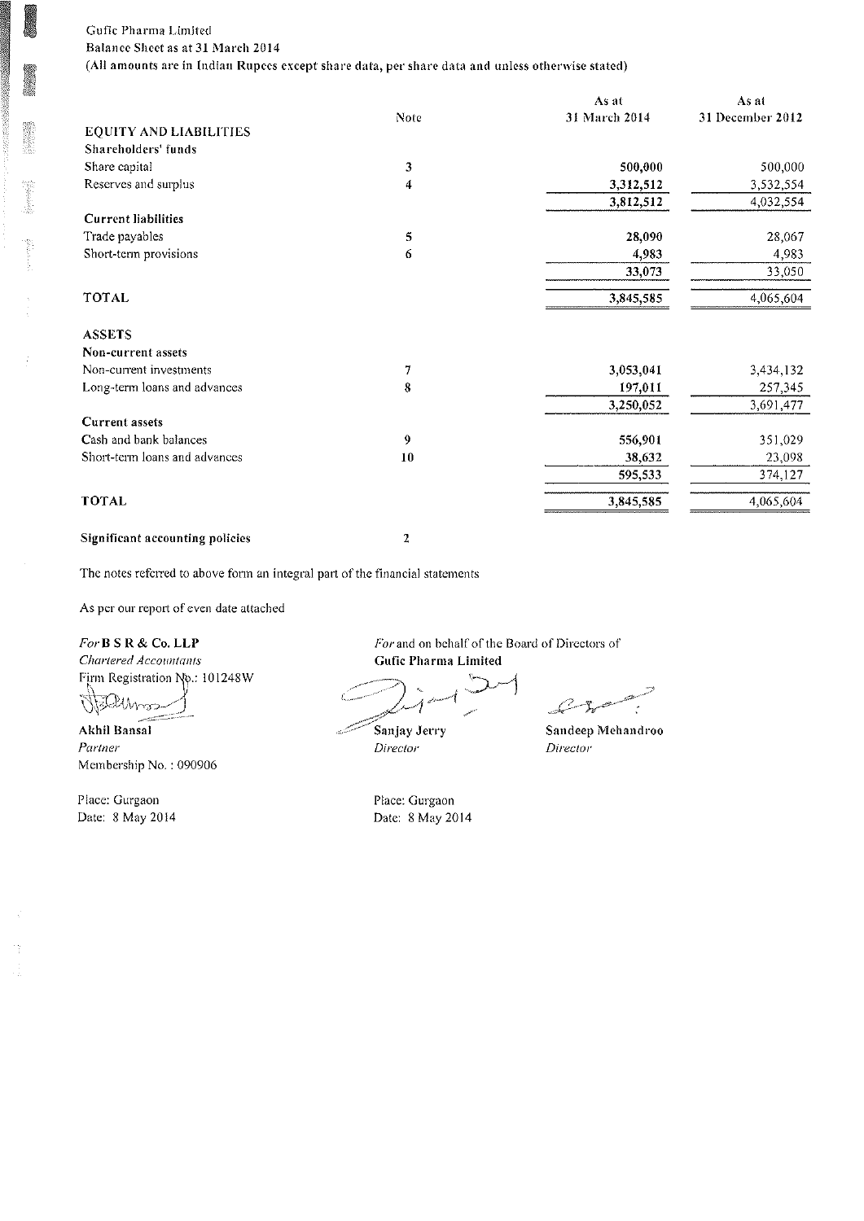Gufic Pharma Limited

**Balance Sheet as at 31 March 2014**

**(All amounts are in Indian Rupees except share data, per share data and unless otherwise stated)**

| | Note | As at 31 March 2014 | As at 31 December 2012 |
|---|---|---|---|
| **EQUITY AND LIABILITIES** | | | |
| **Shareholders' funds** | | | |
| Share capital | 3 | **500,000** | 500,000 |
| Reserves and surplus | 4 | **3,312,512** | 3,532,554 |
| | | **3,812,512** | 4,032,554 |
| **Current liabilities** | | | |
| Trade payables | 5 | **28,090** | 28,067 |
| Short-term provisions | 6 | **4,983** | 4,983 |
| | | **33,073** | 33,050 |
| **TOTAL** | | **3,845,585** | 4,065,604 |
| **ASSETS** | | | |
| **Non-current assets** | | | |
| Non-current investments | 7 | **3,053,041** | 3,434,132 |
| Long-term loans and advances | 8 | **197,011** | 257,345 |
| | | **3,250,052** | 3,691,477 |
| **Current assets** | | | |
| Cash and bank balances | 9 | **556,901** | 351,029 |
| Short-term loans and advances | 10 | **38,632** | 23,098 |
| | | **595,533** | 374,127 |
| **TOTAL** | | **3,845,585** | 4,065,604 |
| **Significant accounting policies** | 2 | | |

The notes referred to above form an integral part of the financial statements

As per our report of even date attached

*For* **B S R & Co. LLP**
*Chartered Accountants*
Firm Registration No.: 101248W

**Akhil Bansal**
*Partner*
Membership No. : 090906

Place: Gurgaon
Date: 8 May 2014

*For* and on behalf of the Board of Directors of
**Gufic Pharma Limited**

**Sanjay Jerry**
*Director*

**Sandeep Mehandroo**
*Director*

Place: Gurgaon
Date: 8 May 2014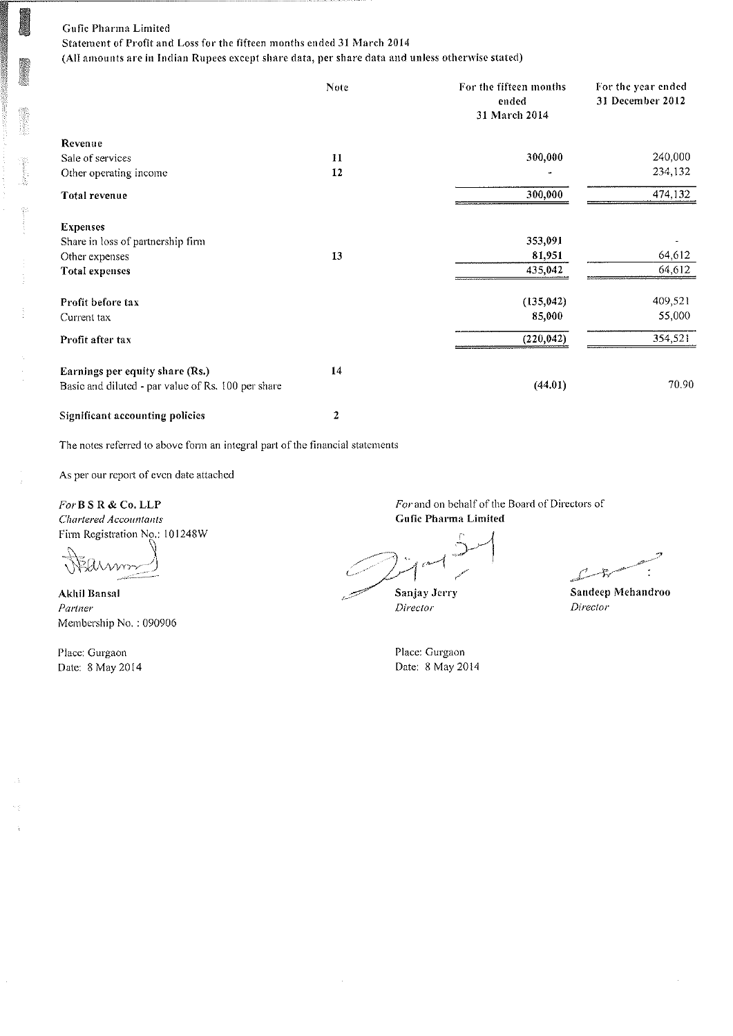Gufic Pharma Limited

Statement of Profit and Loss for the fifteen months ended 31 March 2014

(All amounts are in Indian Rupees except share data, per share data and unless otherwise stated)

| | Note | For the fifteen months ended 31 March 2014 | For the year ended 31 December 2012 |
|---|---|---|---|
| **Revenue** | | | |
| Sale of services | 11 | 300,000 | 240,000 |
| Other operating income | 12 | - | 234,132 |
| **Total revenue** | | 300,000 | 474,132 |
| **Expenses** | | | |
| Share in loss of partnership firm | | 353,091 | - |
| Other expenses | 13 | 81,951 | 64,612 |
| **Total expenses** | | 435,042 | 64,612 |
| **Profit before tax** | | (135,042) | 409,521 |
| Current tax | | 85,000 | 55,000 |
| **Profit after tax** | | (220,042) | 354,521 |
| **Earnings per equity share (Rs.)** | 14 | | |
| Basic and diluted - par value of Rs. 100 per share | | (44.01) | 70.90 |
| **Significant accounting policies** | 2 | | |

The notes referred to above form an integral part of the financial statements

As per our report of even date attached

*For* **B S R & Co. LLP**
*Chartered Accountants*
Firm Registration No.: 101248W

**Akhil Bansal**
*Partner*
Membership No. : 090906

Place: Gurgaon
Date: 8 May 2014

*For* and on behalf of the Board of Directors of
**Gufic Pharma Limited**

**Sanjay Jerry**
*Director*

**Sandeep Mehandroo**
*Director*

Place: Gurgaon
Date: 8 May 2014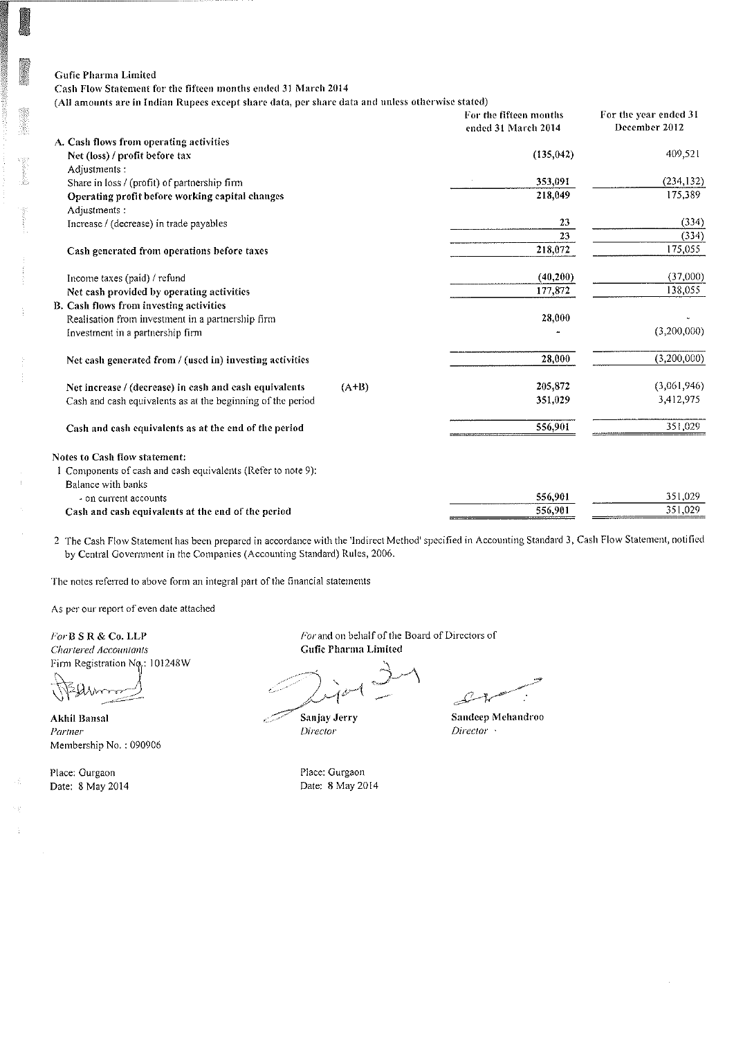Gufic Pharma Limited

Cash Flow Statement for the fifteen months ended 31 March 2014

(All amounts are in Indian Rupees except share data, per share data and unless otherwise stated)

| | | For the fifteen months ended 31 March 2014 | For the year ended 31 December 2012 |
|---|---|---|---|
| **A. Cash flows from operating activities** | | | |
| Net (loss) / profit before tax | | (135,042) | 409,521 |
| Adjustments : | | | |
| Share in loss / (profit) of partnership firm | | 353,091 | (234,132) |
| **Operating profit before working capital changes** | | 218,049 | 175,389 |
| Adjustments : | | | |
| Increase / (decrease) in trade payables | | 23 | (334) |
| | | 23 | (334) |
| **Cash generated from operations before taxes** | | 218,072 | 175,055 |
| Income taxes (paid) / refund | | (40,200) | (37,000) |
| **Net cash provided by operating activities** | | 177,872 | 138,055 |
| **B. Cash flows from investing activities** | | | |
| Realisation from investment in a partnership firm | | 28,000 | - |
| Investment in a partnership firm | | - | (3,200,000) |
| **Net cash generated from / (used in) investing activities** | | 28,000 | (3,200,000) |
| **Net increase / (decrease) in cash and cash equivalents** | (A+B) | 205,872 | (3,061,946) |
| Cash and cash equivalents as at the beginning of the period | | 351,029 | 3,412,975 |
| **Cash and cash equivalents as at the end of the period** | | 556,901 | 351,029 |

**Notes to Cash flow statement:**

1 Components of cash and cash equivalents (Refer to note 9):

| | For the fifteen months ended 31 March 2014 | For the year ended 31 December 2012 |
|---|---|---|
| Balance with banks | | |
| - on current accounts | 556,901 | 351,029 |
| **Cash and cash equivalents at the end of the period** | 556,901 | 351,029 |

2 The Cash Flow Statement has been prepared in accordance with the 'Indirect Method' specified in Accounting Standard 3, Cash Flow Statement, notified by Central Government in the Companies (Accounting Standard) Rules, 2006.

The notes referred to above form an integral part of the financial statements

As per our report of even date attached

*For* **B S R & Co. LLP**
*Chartered Accountants*
Firm Registration No.: 101248W

**Akhil Bansal**
*Partner*
Membership No. : 090906

Place: Gurgaon
Date: 8 May 2014

*For* and on behalf of the Board of Directors of
**Gufic Pharma Limited**

**Sanjay Jerry**
*Director*

**Sandeep Mehandroo**
*Director*

Place: Gurgaon
Date: 8 May 2014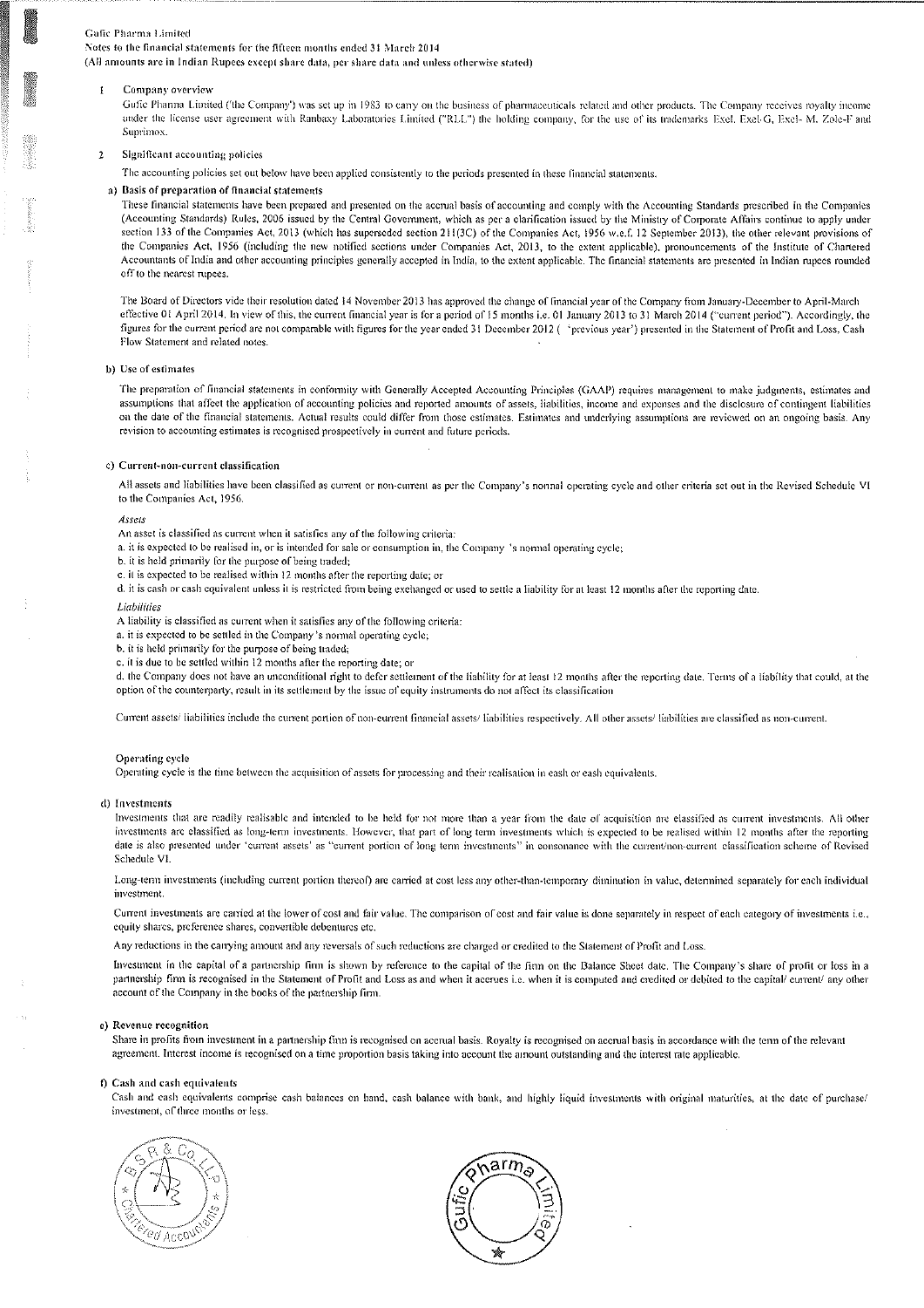Gufic Pharma Limited

Notes to the financial statements for the fifteen months ended 31 March 2014

(All amounts are in Indian Rupees except share data, per share data and unless otherwise stated)

## 1 Company overview

Gufic Pharma Limited ('the Company') was set up in 1983 to carry on the business of pharmaceuticals related and other products. The Company receives royalty income under the license user agreement with Ranbaxy Laboratories Limited ("RLL") the holding company, for the use of its trademarks Exel, Exel-G, Exel- M, Zole-F and Suprimox.

## 2 Significant accounting policies

The accounting policies set out below have been applied consistently to the periods presented in these financial statements.

### a) Basis of preparation of financial statements

These financial statements have been prepared and presented on the accrual basis of accounting and comply with the Accounting Standards prescribed in the Companies (Accounting Standards) Rules, 2006 issued by the Central Government, which as per a clarification issued by the Ministry of Corporate Affairs continue to apply under section 133 of the Companies Act, 2013 (which has superseded section 211(3C) of the Companies Act, 1956 w.e.f. 12 September 2013), the other relevant provisions of the Companies Act, 1956 (including the new notified sections under Companies Act, 2013, to the extent applicable), pronouncements of the Institute of Chartered Accountants of India and other accounting principles generally accepted in India, to the extent applicable. The financial statements are presented in Indian rupees rounded off to the nearest rupees.

The Board of Directors vide their resolution dated 14 November 2013 has approved the change of financial year of the Company from January-December to April-March effective 01 April 2014. In view of this, the current financial year is for a period of 15 months i.e. 01 January 2013 to 31 March 2014 ("current period"). Accordingly, the figures for the current period are not comparable with figures for the year ended 31 December 2012 ( 'previous year') presented in the Statement of Profit and Loss, Cash Flow Statement and related notes.

### b) Use of estimates

The preparation of financial statements in conformity with Generally Accepted Accounting Principles (GAAP) requires management to make judgments, estimates and assumptions that affect the application of accounting policies and reported amounts of assets, liabilities, income and expenses and the disclosure of contingent liabilities on the date of the financial statements. Actual results could differ from those estimates. Estimates and underlying assumptions are reviewed on an ongoing basis. Any revision to accounting estimates is recognised prospectively in current and future periods.

### c) Current-non-current classification

All assets and liabilities have been classified as current or non-current as per the Company's normal operating cycle and other criteria set out in the Revised Schedule VI to the Companies Act, 1956.

*Assets*

An asset is classified as current when it satisfies any of the following criteria:

a. it is expected to be realised in, or is intended for sale or consumption in, the Company 's normal operating cycle;

b. it is held primarily for the purpose of being traded;

c. it is expected to be realised within 12 months after the reporting date; or

d. it is cash or cash equivalent unless it is restricted from being exchanged or used to settle a liability for at least 12 months after the reporting date.

*Liabilities*

A liability is classified as current when it satisfies any of the following criteria:

a. it is expected to be settled in the Company's normal operating cycle;

b. it is held primarily for the purpose of being traded;

c. it is due to be settled within 12 months after the reporting date; or

d. the Company does not have an unconditional right to defer settlement of the liability for at least 12 months after the reporting date. Terms of a liability that could, at the option of the counterparty, result in its settlement by the issue of equity instruments do not affect its classification

Current assets/ liabilities include the current portion of non-current financial assets/ liabilities respectively. All other assets/ liabilities are classified as non-current.

**Operating cycle**

Operating cycle is the time between the acquisition of assets for processing and their realisation in cash or cash equivalents.

### d) Investments

Investments that are readily realisable and intended to be held for not more than a year from the date of acquisition are classified as current investments. All other investments are classified as long-term investments. However, that part of long term investments which is expected to be realised within 12 months after the reporting date is also presented under 'current assets' as "current portion of long term investments" in consonance with the current/non-current classification scheme of Revised Schedule VI.

Long-term investments (including current portion thereof) are carried at cost less any other-than-temporary diminution in value, determined separately for each individual investment.

Current investments are carried at the lower of cost and fair value. The comparison of cost and fair value is done separately in respect of each category of investments i.e., equity shares, preference shares, convertible debentures etc.

Any reductions in the carrying amount and any reversals of such reductions are charged or credited to the Statement of Profit and Loss.

Investment in the capital of a partnership firm is shown by reference to the capital of the firm on the Balance Sheet date. The Company's share of profit or loss in a partnership firm is recognised in the Statement of Profit and Loss as and when it accrues i.e. when it is computed and credited or debited to the capital/ current/ any other account of the Company in the books of the partnership firm.

### e) Revenue recognition

Share in profits from investment in a partnership firm is recognised on accrual basis. Royalty is recognised on accrual basis in accordance with the term of the relevant agreement. Interest income is recognised on a time proportion basis taking into account the amount outstanding and the interest rate applicable.

### f) Cash and cash equivalents

Cash and cash equivalents comprise cash balances on hand, cash balance with bank, and highly liquid investments with original maturities, at the date of purchase/ investment, of three months or less.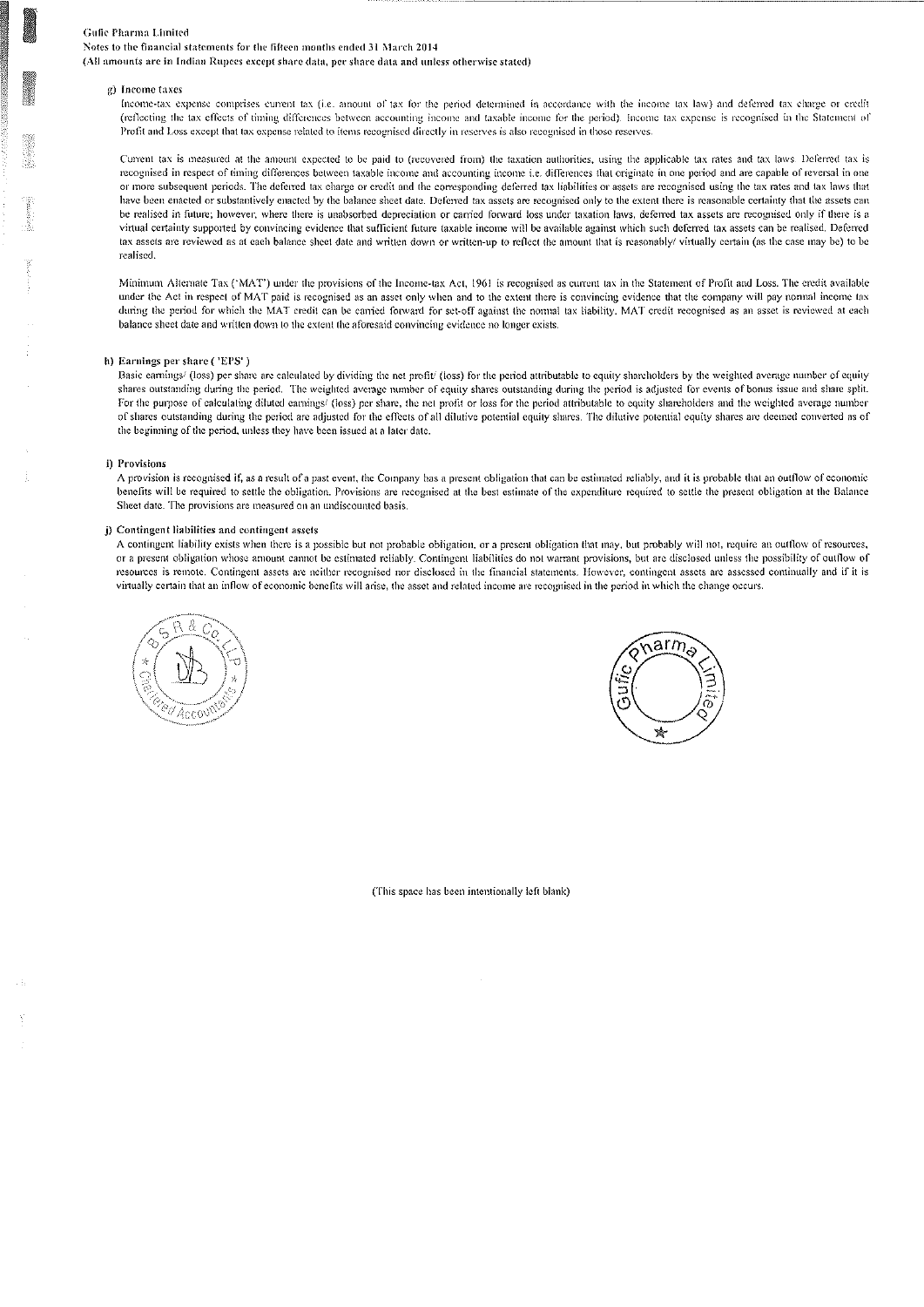#### g) Income taxes

Income-tax expense comprises current tax (i.e. amount of tax for the period determined in accordance with the income tax law) and deferred tax charge or credit (reflecting the tax effects of timing differences between accounting income and taxable income for the period). Income tax expense is recognised in the Statement of Profit and Loss except that tax expense related to items recognised directly in reserves is also recognised in those reserves.

Current tax is measured at the amount expected to be paid to (recovered from) the taxation authorities, using the applicable tax rates and tax laws. Deferred tax is recognised in respect of timing differences between taxable income and accounting income i.e. differences that originate in one period and are capable of reversal in one or more subsequent periods. The deferred tax charge or credit and the corresponding deferred tax liabilities or assets are recognised using the tax rates and tax laws that have been enacted or substantively enacted by the balance sheet date. Deferred tax assets are recognised only to the extent there is reasonable certainty that the assets can be realised in future; however, where there is unabsorbed depreciation or carried forward loss under taxation laws, deferred tax assets are recognised only if there is a virtual certainty supported by convincing evidence that sufficient future taxable income will be available against which such deferred tax assets can be realised. Deferred tax assets are reviewed as at each balance sheet date and written down or written-up to reflect the amount that is reasonably/ virtually certain (as the case may be) to be realised.

Minimum Alternate Tax ('MAT') under the provisions of the Income-tax Act, 1961 is recognised as current tax in the Statement of Profit and Loss. The credit available under the Act in respect of MAT paid is recognised as an asset only when and to the extent there is convincing evidence that the company will pay normal income tax during the period for which the MAT credit can be carried forward for set-off against the normal tax liability. MAT credit recognised as an asset is reviewed at each balance sheet date and written down to the extent the aforesaid convincing evidence no longer exists.

#### h) Earnings per share ('EPS')

Basic earnings/ (loss) per share are calculated by dividing the net profit/ (loss) for the period attributable to equity shareholders by the weighted average number of equity shares outstanding during the period. The weighted average number of equity shares outstanding during the period is adjusted for events of bonus issue and share split. For the purpose of calculating diluted earnings/ (loss) per share, the net profit or loss for the period attributable to equity shareholders and the weighted average number of shares outstanding during the period are adjusted for the effects of all dilutive potential equity shares. The dilutive potential equity shares are deemed converted as of the beginning of the period, unless they have been issued at a later date.

#### i) Provisions

A provision is recognised if, as a result of a past event, the Company has a present obligation that can be estimated reliably, and it is probable that an outflow of economic benefits will be required to settle the obligation. Provisions are recognised at the best estimate of the expenditure required to settle the present obligation at the Balance Sheet date. The provisions are measured on an undiscounted basis.

#### j) Contingent liabilities and contingent assets

A contingent liability exists when there is a possible but not probable obligation, or a present obligation that may, but probably will not, require an outflow of resources, or a present obligation whose amount cannot be estimated reliably. Contingent liabilities do not warrant provisions, but are disclosed unless the possibility of outflow of resources is remote. Contingent assets are neither recognised nor disclosed in the financial statements. However, contingent assets are assessed continually and if it is virtually certain that an inflow of economic benefits will arise, the asset and related income are recognised in the period in which the change occurs.

(This space has been intentionally left blank)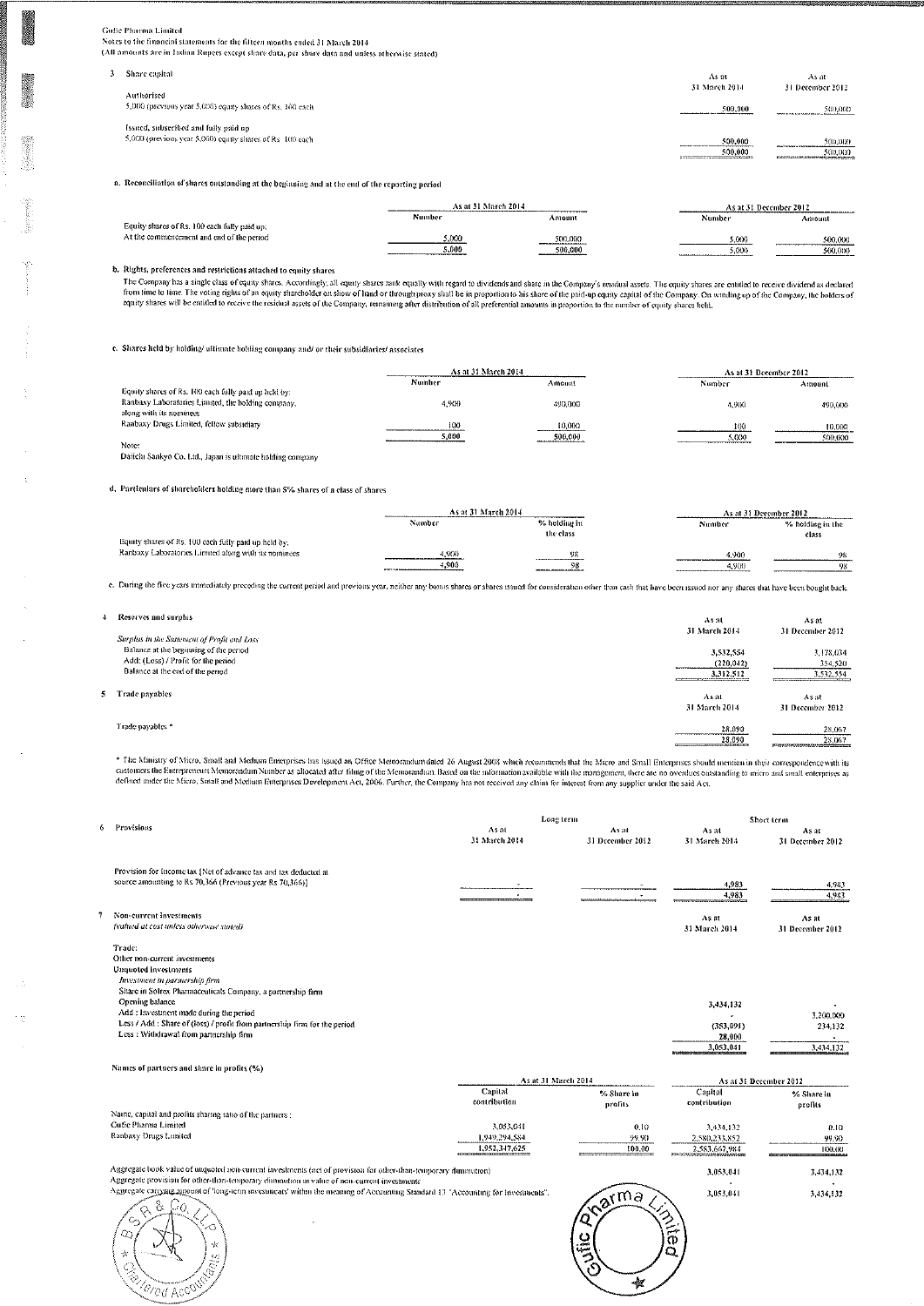Gufic Pharma Limited
Notes to the financial statements for the fifteen months ended 31 March 2014
(All amounts are in Indian Rupees except share data, per share data and unless otherwise stated)

## 3 Share capital

| | As at 31 March 2014 | As at 31 December 2012 |
|---|---|---|
| **Authorised** | | |
| 5,000 (previous year 5,000) equity shares of Rs. 100 each | 500,000 | 500,000 |
| **Issued, subscribed and fully paid up** | | |
| 5,000 (previous year 5,000) equity shares of Rs. 100 each | 500,000 | 500,000 |
| | 500,000 | 500,000 |

**a. Reconciliation of shares outstanding at the beginning and at the end of the reporting period**

| | As at 31 March 2014 | | As at 31 December 2012 | |
|---|---|---|---|---|
| | Number | Amount | Number | Amount |
| Equity shares of Rs. 100 each fully paid up: | | | | |
| At the commencement and end of the period | 5,000 | 500,000 | 5,000 | 500,000 |
| | 5,000 | 500,000 | 5,000 | 500,000 |

**b. Rights, preferences and restrictions attached to equity shares**

The Company has a single class of equity shares. Accordingly, all equity shares rank equally with regard to dividends and share in the Company's residual assets. The equity shares are entitled to receive dividend as declared from time to time. The voting rights of an equity shareholder on show of hand or through proxy shall be in proportion to his share of the paid-up equity capital of the Company. On winding up of the Company, the holders of equity shares will be entitled to receive the residual assets of the Company, remaining after distribution of all preferential amounts in proportion to the number of equity shares held.

**c. Shares held by holding/ ultimate holding company and/ or their subsidiaries/ associates**

| | As at 31 March 2014 | | As at 31 December 2012 | |
|---|---|---|---|---|
| | Number | Amount | Number | Amount |
| Equity shares of Rs. 100 each fully paid up held by: | | | | |
| Ranbaxy Laboratories Limited, the holding company, along with its nominees | 4,900 | 490,000 | 4,900 | 490,000 |
| Ranbaxy Drugs Limited, fellow subsidiary | 100 | 10,000 | 100 | 10,000 |
| | 5,000 | 500,000 | 5,000 | 500,000 |

Note:
Daiichi Sankyo Co. Ltd., Japan is ultimate holding company

**d. Particulars of shareholders holding more than 5% shares of a class of shares**

| | As at 31 March 2014 | | As at 31 December 2012 | |
|---|---|---|---|---|
| | Number | % holding in the class | Number | % holding in the class |
| Equity shares of Rs. 100 each fully paid up held by: | | | | |
| Ranbaxy Laboratories Limited along with its nominees | 4,900 | 98 | 4,900 | 98 |
| | 4,900 | 98 | 4,900 | 98 |

e. During the five years immediately preceding the current period and previous year, neither any bonus shares or shares issued for consideration other than cash that have been issued nor any shares that have been bought back.

## 4 Reserves and surplus

| | As at 31 March 2014 | As at 31 December 2012 |
|---|---|---|
| *Surplus in the Statement of Profit and Loss* | | |
| Balance at the beginning of the period | 3,532,554 | 3,178,034 |
| Add: (Loss) / Profit for the period | (220,042) | 354,520 |
| Balance at the end of the period | 3,312,512 | 3,532,554 |

## 5 Trade payables

| | As at 31 March 2014 | As at 31 December 2012 |
|---|---|---|
| Trade payables * | 28,090 | 28,067 |
| | 28,090 | 28,067 |

* The Ministry of Micro, Small and Medium Enterprises has issued an Office Memorandum dated 26 August 2008 which recommends that the Micro and Small Enterprises should mention in their correspondence with its customers the Entrepreneurs Memorandum Number as allocated after filing of the Memorandum. Based on the information available with the management, there are no overdues outstanding to micro and small enterprises as defined under the Micro, Small and Medium Enterprises Development Act, 2006. Further, the Company has not received any claim for interest from any supplier under the said Act.

## 6 Provisions

| | Long term | | Short term | |
|---|---|---|---|---|
| | As at 31 March 2014 | As at 31 December 2012 | As at 31 March 2014 | As at 31 December 2012 |
| Provision for income tax [Net of advance tax and tax deducted at source amounting to Rs 70,366 (Previous year Rs 70,366)] | - | - | 4,983 | 4,983 |
| | - | - | 4,983 | 4,983 |

## 7 Non-current investments

*(valued at cost unless otherwise stated)*

| | As at 31 March 2014 | As at 31 December 2012 |
|---|---|---|
| Trade: | | |
| Other non-current investments | | |
| Unquoted investments | | |
| *Investment in partnership firm* | | |
| Share in Solrex Pharmaceuticals Company, a partnership firm | | |
| Opening balance | 3,434,132 | - |
| Add : Investment made during the period | - | 3,200,000 |
| Less / Add : Share of (loss) / profit from partnership firm for the period | (353,091) | 234,132 |
| Less : Withdrawal from partnership firm | 28,000 | - |
| | 3,053,041 | 3,434,132 |

Names of partners and share in profits (%)

| | As at 31 March 2014 | | As at 31 December 2012 | |
|---|---|---|---|---|
| | Capital contribution | % Share in profits | Capital contribution | % Share in profits |
| Name, capital and profits sharing ratio of the partners : | | | | |
| Gufic Pharma Limited | 3,053,041 | 0.10 | 3,434,132 | 0.10 |
| Ranbaxy Drugs Limited | 1,949,294,584 | 99.90 | 2,580,233,852 | 99.90 |
| | 1,952,347,625 | 100.00 | 2,583,667,984 | 100.00 |

| | As at 31 March 2014 | As at 31 December 2012 |
|---|---|---|
| Aggregate book value of unquoted non-current investments (net of provision for other-than-temporary diminution) | 3,053,041 | 3,434,132 |
| Aggregate provision for other-than-temporary diminution in value of non-current investments | - | - |
| Aggregate carrying amount of 'long-term investments' within the meaning of Accounting Standard 13 "Accounting for Investments". | 3,053,041 | 3,434,132 |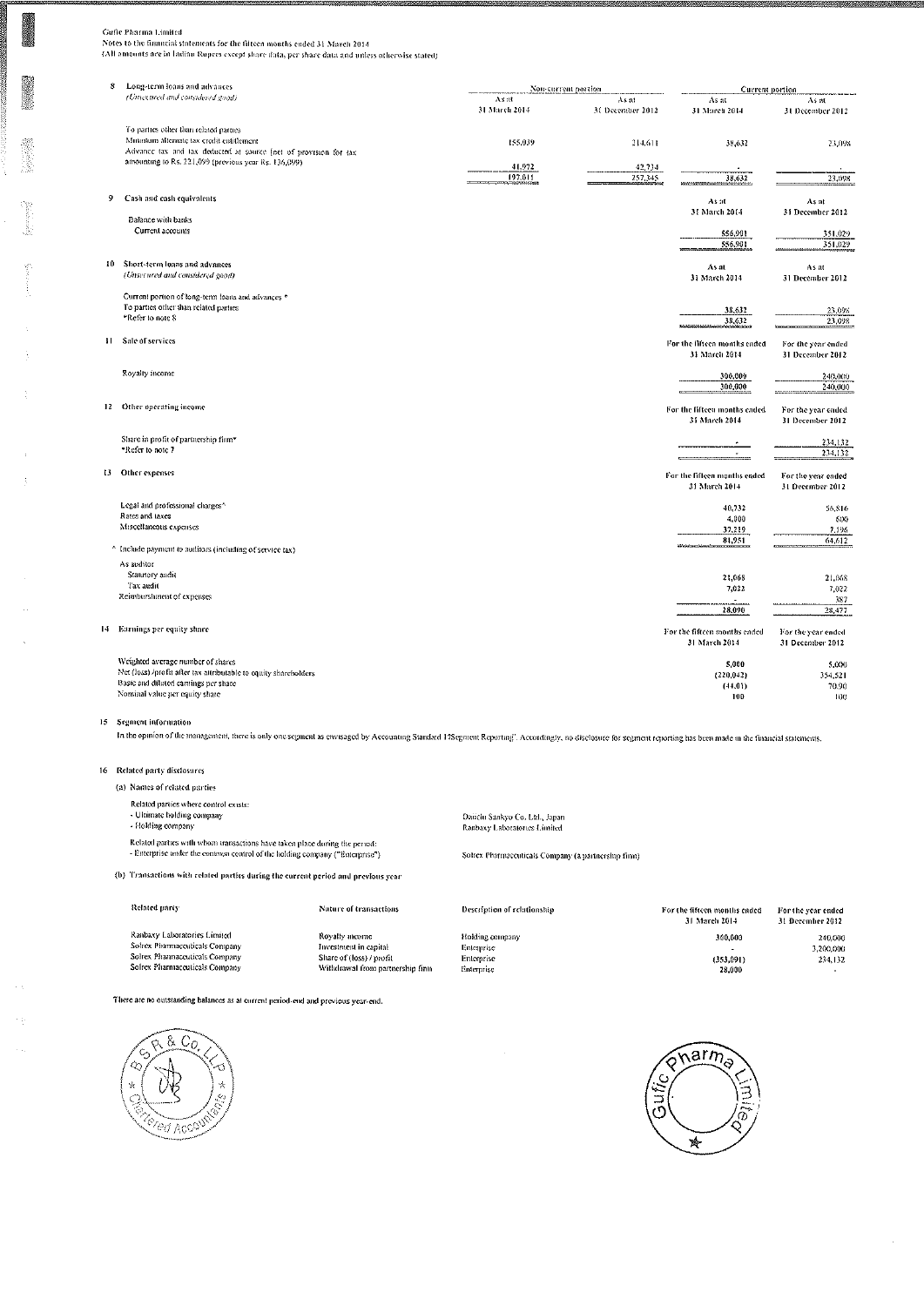Gufic Pharma Limited

Notes to the financial statements for the fifteen months ended 31 March 2014

(All amounts are in Indian Rupees except share data, per share data and unless otherwise stated)

**8 Long-term loans and advances**

*(Unsecured and considered good)*

| | Non-current portion | | Current portion | |
|---|---|---|---|---|
| | As at 31 March 2014 | As at 31 December 2012 | As at 31 March 2014 | As at 31 December 2012 |
| To parties other than related parties | | | | |
| Minimum alternate tax credit entitlement | 155,039 | 214,611 | 38,632 | 23,098 |
| Advance tax and tax deducted at source [net of provision for tax amounting to Rs. 221,099 (previous year Rs. 136,099)] | 41,972 | 42,734 | - | - |
| | 197,011 | 257,345 | 38,632 | 23,098 |

**9 Cash and cash equivalents**

| | As at 31 March 2014 | As at 31 December 2012 |
|---|---|---|
| Balance with banks | | |
| Current accounts | 556,991 | 351,029 |
| | 556,991 | 351,029 |

**10 Short-term loans and advances**

*(Unsecured and considered good)*

| | As at 31 March 2014 | As at 31 December 2012 |
|---|---|---|
| Current portion of long-term loans and advances * | | |
| To parties other than related parties | 38,632 | 23,098 |
| *Refer to note 8 | 38,632 | 23,098 |

**11 Sale of services**

| | For the fifteen months ended 31 March 2014 | For the year ended 31 December 2012 |
|---|---|---|
| Royalty income | 300,000 | 240,000 |
| | 300,000 | 240,000 |

**12 Other operating income**

| | For the fifteen months ended 31 March 2014 | For the year ended 31 December 2012 |
|---|---|---|
| Share in profit of partnership firm* | - | 234,132 |
| *Refer to note 7 | - | 234,132 |

**13 Other expenses**

| | For the fifteen months ended 31 March 2014 | For the year ended 31 December 2012 |
|---|---|---|
| Legal and professional charges^ | 40,732 | 56,816 |
| Rates and taxes | 4,000 | 600 |
| Miscellaneous expenses | 37,219 | 7,196 |
| | 81,951 | 64,612 |
| ^ Include payment to auditors (including of service tax) | | |
| As auditor | | |
| Statutory audit | 21,068 | 21,068 |
| Tax audit | 7,022 | 7,022 |
| Reimbursement of expenses | - | 387 |
| | 28,090 | 28,477 |

**14 Earnings per equity share**

| | For the fifteen months ended 31 March 2014 | For the year ended 31 December 2012 |
|---|---|---|
| Weighted average number of shares | 5,000 | 5,000 |
| Net (loss) /profit after tax attributable to equity shareholders | (220,042) | 354,521 |
| Basic and diluted earnings per share | (44.01) | 70.90 |
| Nominal value per equity share | 100 | 100 |

**15 Segment information**

In the opinion of the management, there is only one segment as envisaged by Accounting Standard 17Segment Reporting'. Accordingly, no disclosure for segment reporting has been made in the financial statements.

**16 Related party disclosures**

(a) Names of related parties

Related parties where control exists:

- Ultimate holding company — Daiichi Sankyo Co. Ltd., Japan
- Holding company — Ranbaxy Laboratories Limited

Related parties with whom transactions have taken place during the period:

- Enterprise under the common control of the holding company ("Enterprise") — Solrex Pharmaceuticals Company (a partnership firm)

(b) Transactions with related parties during the current period and previous year

| Related party | Nature of transactions | Description of relationship | For the fifteen months ended 31 March 2014 | For the year ended 31 December 2012 |
|---|---|---|---|---|
| Ranbaxy Laboratories Limited | Royalty income | Holding company | 300,000 | 240,000 |
| Solrex Pharmaceuticals Company | Investment in capital | Enterprise | - | 3,200,000 |
| Solrex Pharmaceuticals Company | Share of (loss) / profit | Enterprise | (353,091) | 234,132 |
| Solrex Pharmaceuticals Company | Withdrawal from partnership firm | Enterprise | 28,000 | - |

There are no outstanding balances as at current period-end and previous year-end.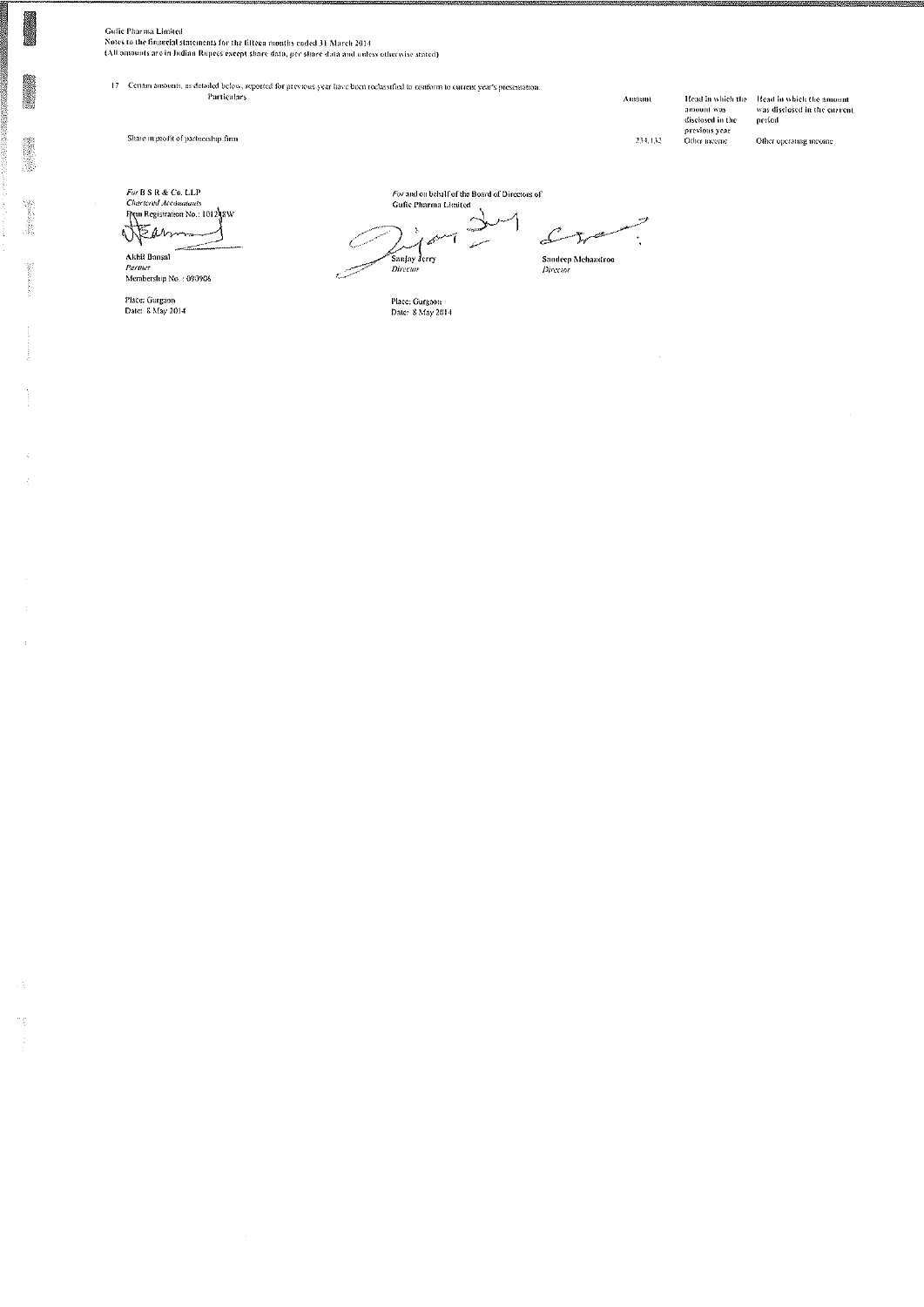Gufic Pharma Limited
Notes to the financial statements for the fifteen months ended 31 March 2014
(All amounts are in Indian Rupees except share data, per share data and unless otherwise stated)

17 Certain amounts, as detailed below, reported for previous year have been reclassified to conform to current year's presentation.

| Particulars | Amount | Head in which the amount was disclosed in the previous year | Head in which the amount was disclosed in the current period |
|---|---|---|---|
| Share in profit of partnership firm | 234,132 | Other income | Other operating income |

*For* B S R & Co. LLP
*Chartered Accountants*
Firm Registration No.: 101248W

Akhil Bansal
*Partner*
Membership No. : 090906

Place: Gurgaon
Date: 8 May 2014

*For* and on behalf of the Board of Directors of
Gufic Pharma Limited

Sanjay Jerry
*Director*

Sandeep Mehandroo
*Director*

Place: Gurgaon
Date: 8 May 2014